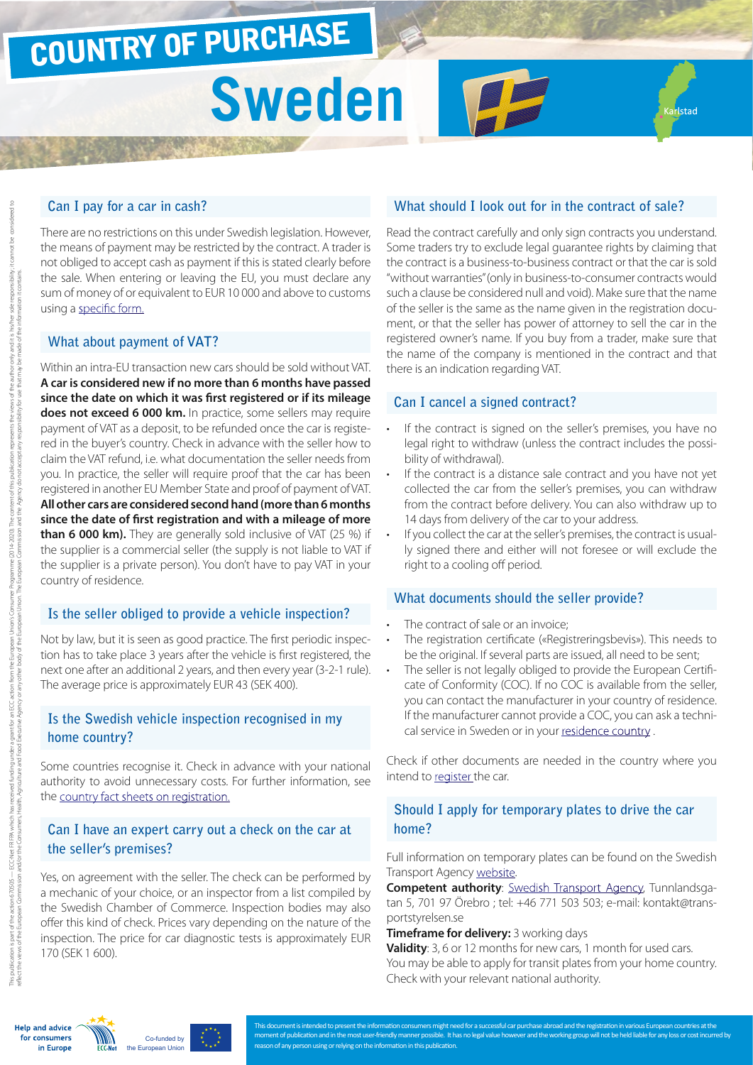# COUNTRY OF PURCHASE

# Sweden

Karlstad

## Can I pay for a car in cash?

There are no restrictions on this under Swedish legislation. However, the means of payment may be restricted by the contract. A trader is not obliged to accept cash as payment if this is stated clearly before the sale. When entering or leaving the EU, you must declare any sum of money of or equivalent to EUR 10 000 and above to customs using a specific form.

## What about payment of VAT?

Within an intra-EU transaction new cars should be sold without VAT. **A car is considered new if no more than 6 months have passed since the date on which it was first registered or if its mileage does not exceed 6 000 km.** In practice, some sellers may require payment of VAT as a deposit, to be refunded once the car is registered in the buyer's country. Check in advance with the seller how to claim the VAT refund, i.e. what documentation the seller needs from you. In practice, the seller will require proof that the car has been registered in another EU Member State and proof of payment of VAT. **All other cars are considered second hand (more than 6 months since the date of first registration and with a mileage of more than 6 000 km).** They are generally sold inclusive of VAT (25 %) if the supplier is a commercial seller (the supply is not liable to VAT if the supplier is a private person). You don't have to pay VAT in your country of residence.

## Is the seller obliged to provide a vehicle inspection?

Not by law, but it is seen as good practice. The first periodic inspection has to take place 3 years after the vehicle is first registered, the next one after an additional 2 years, and then every year (3-2-1 rule). The average price is approximately EUR 43 (SEK 400).

## Is the Swedish vehicle inspection recognised in my home country?

Some countries recognise it. Check in advance with your national authority to avoid unnecessary costs. For further information, see the country fact sheets on registration.

## Can I have an expert carry out a check on the car at the seller's premises?

Yes, on agreement with the seller. The check can be performed by a mechanic of your choice, or an inspector from a list compiled by the Swedish Chamber of Commerce. Inspection bodies may also offer this kind of check. Prices vary depending on the nature of the inspection. The price for car diagnostic tests is approximately EUR 170 (SEK 1 600).

## What should I look out for in the contract of sale?

Read the contract carefully and only sign contracts you understand. Some traders try to exclude legal guarantee rights by claiming that the contract is a business-to-business contract or that the car is sold "without warranties" (only in business-to-consumer contracts would such a clause be considered null and void). Make sure that the name of the seller is the same as the name given in the registration document, or that the seller has power of attorney to sell the car in the registered owner's name. If you buy from a trader, make sure that the name of the company is mentioned in the contract and that there is an indication regarding VAT.

## Can I cancel a signed contract?

- If the contract is signed on the seller's premises, you have no legal right to withdraw (unless the contract includes the possibility of withdrawal).
- If the contract is a distance sale contract and you have not yet collected the car from the seller's premises, you can withdraw from the contract before delivery. You can also withdraw up to 14 days from delivery of the car to your address.
- If you collect the car at the seller's premises, the contract is usually signed there and either will not foresee or will exclude the right to a cooling off period.

## What documents should the seller provide?

- The contract of sale or an invoice;
- The registration certificate («Registreringsbevis»). This needs to be the original. If several parts are issued, all need to be sent;
- The seller is not legally obliged to provide the European Certificate of Conformity (COC). If no COC is available from the seller, you can contact the manufacturer in your country of residence. If the manufacturer cannot provide a COC, you can ask a technical service in Sweden or in your residence country .

Check if other documents are needed in the country where you intend to register the car.

## Should I apply for temporary plates to drive the car home?

Full information on temporary plates can be found on the Swedish Transport Agency website.

**Competent authority**: Swedish Transport Agency, Tunnlandsgatan 5, 701 97 Örebro ; tel: +46 771 503 503; e-mail: kontakt@transportstyrelsen.se

**Timeframe for delivery:** 3 working days

**Validity**: 3, 6 or 12 months for new cars, 1 month for used cars.

You may be able to apply for transit plates from your home country. Check with your relevant national authority.

This document is intended to present the information consumers might need for a successful car purchase abroad and the registration in various European countries at the moment of publication and in the most user-friendly manner possible. It has no legal value however and the working group will not be held liable for any loss or cost incurred by reason of any person using or relying on the information in this publication.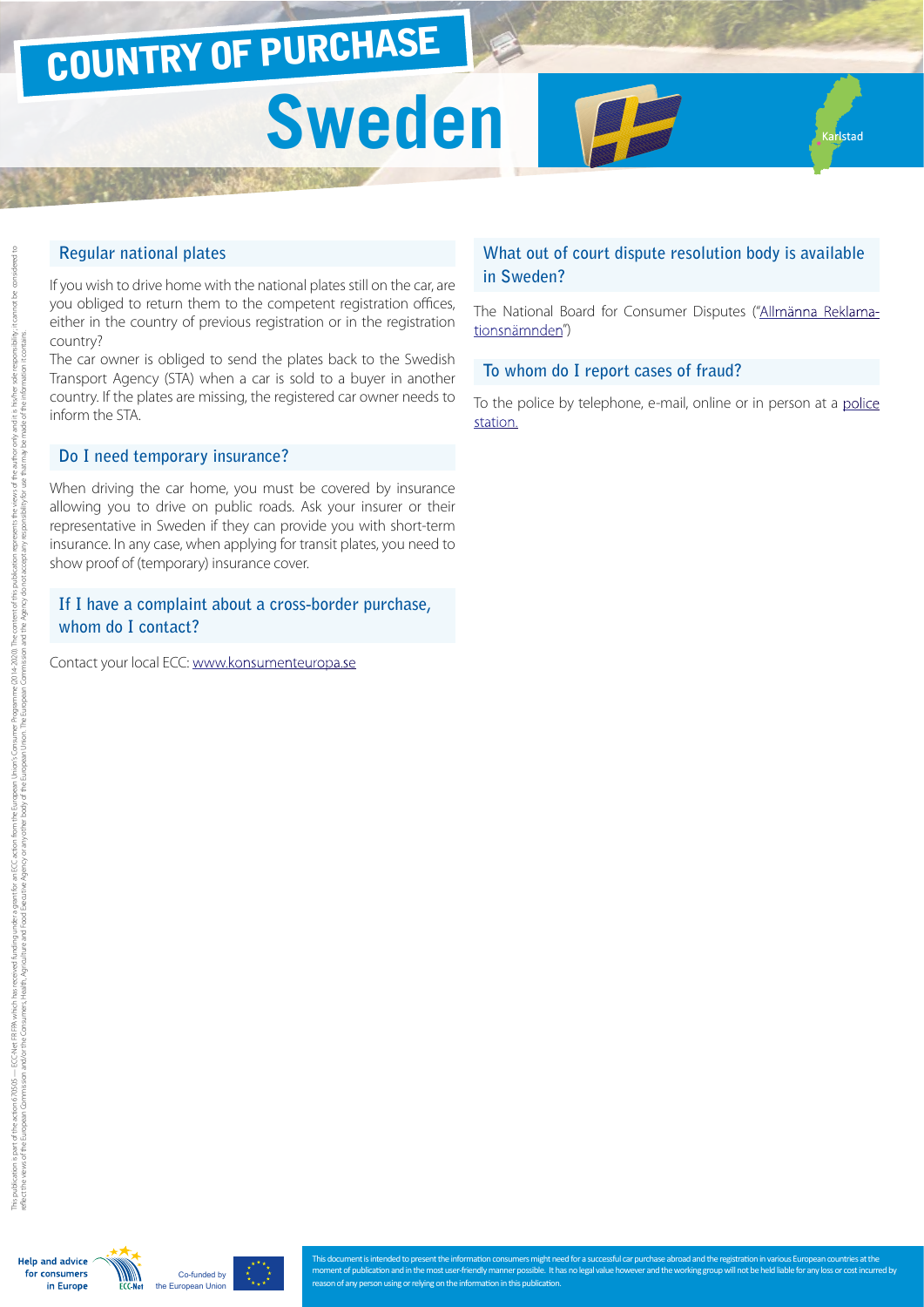# COUNTRY OF PURCHASE

# Sweden

Karlstad

## Regular national plates

If you wish to drive home with the national plates still on the car, are you obliged to return them to the competent registration offices, either in the country of previous registration or in the registration country?

The car owner is obliged to send the plates back to the Swedish Transport Agency (STA) when a car is sold to a buyer in another country. If the plates are missing, the registered car owner needs to inform the STA.

## Do I need temporary insurance?

When driving the car home, you must be covered by insurance allowing you to drive on public roads. Ask your insurer or their representative in Sweden if they can provide you with short-term insurance. In any case, when applying for transit plates, you need to show proof of (temporary) insurance cover.

## If I have a complaint about a cross-border purchase, whom do I contact?

Contact your local ECC: www.konsumenteuropa.se

## What out of court dispute resolution body is available in Sweden?

The National Board for Consumer Disputes ("Allmänna Reklamationsnämnden")

## To whom do I report cases of fraud?

To the police by telephone, e-mail, online or in person at a police station.

This publication is part of the action 670505 — ECC-Net FR FPA which has received funding under a grant for an ECC action from the European Union's Consumer Programme (2014-2020). The content of this publication represents the views of the author only and it is his/her sole responsibility; it cannot be considered to reflect the views of the European Commission and/or the Consumers, Health, Agriculture and Food Executive Agency or any other body of the European Union. The European Commission and the Agency do not accept any responsibility for use that may be made of the information it contains.

Help and advice for consumers in Europe

ECC-Net

Co-funded by the European Union

This document is intended to present the information consumers might need for a successful car purchase abroad and the registration in various European countries at the moment of publication and in the most user-friendly manner possible. It has no legal value however and the working group will not be held liable for any loss or cost incurred by reason of any person using or relying on the information in this publication.